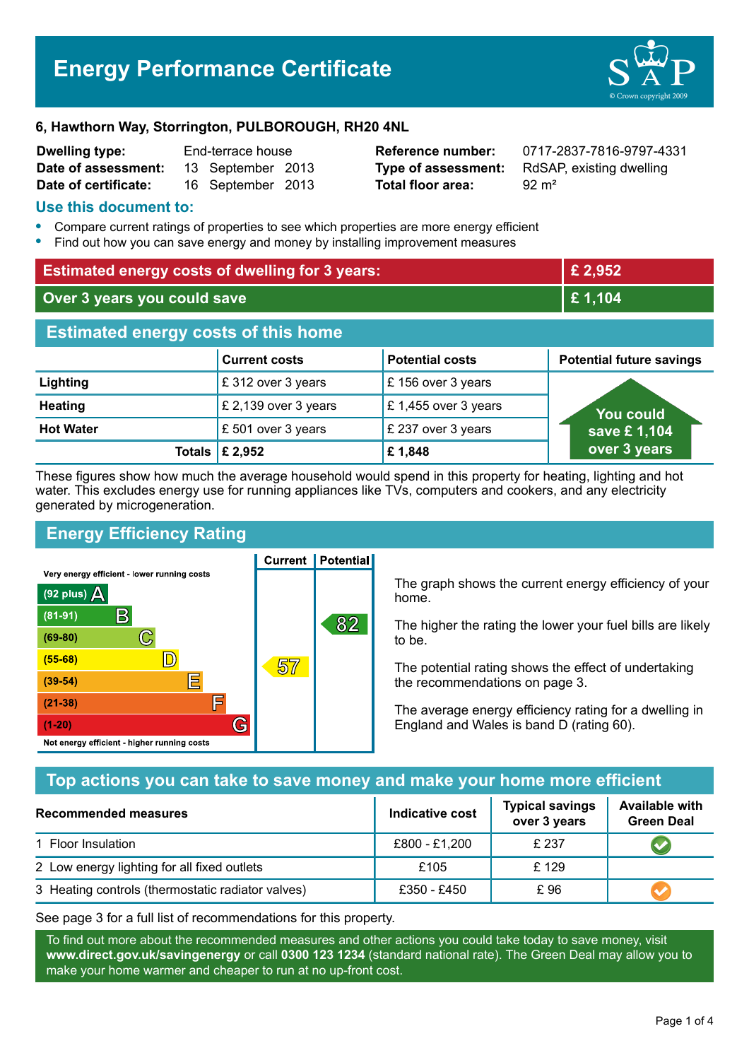# Energy Performance Certificate

**6, Hawthorn Way, Storrington, PULBOROUGH, RH20 4NL**

| | | | |
|---|---|---|---|
| **Dwelling type:** | End-terrace house | **Reference number:** | 0717-2837-7816-9797-4331 |
| **Date of assessment:** | 13 September 2013 | **Type of assessment:** | RdSAP, existing dwelling |
| **Date of certificate:** | 16 September 2013 | **Total floor area:** | 92 m² |

## Use this document to:

- Compare current ratings of properties to see which properties are more energy efficient
- Find out how you can save energy and money by installing improvement measures

| | |
|---|---|
| **Estimated energy costs of dwelling for 3 years:** | **£ 2,952** |
| **Over 3 years you could save** | **£ 1,104** |

## Estimated energy costs of this home

| | Current costs | Potential costs | Potential future savings |
|---|---|---|---|
| **Lighting** | £ 312 over 3 years | £ 156 over 3 years | You could save £ 1,104 over 3 years |
| **Heating** | £ 2,139 over 3 years | £ 1,455 over 3 years | |
| **Hot Water** | £ 501 over 3 years | £ 237 over 3 years | |
| **Totals** | **£ 2,952** | **£ 1,848** | |

These figures show how much the average household would spend in this property for heating, lighting and hot water. This excludes energy use for running appliances like TVs, computers and cookers, and any electricity generated by microgeneration.

## Energy Efficiency Rating

| Rating band | Current | Potential |
|---|---|---|
| Very energy efficient - lower running costs | | |
| (92 plus) A | | |
| (81-91) B | | 82 |
| (69-80) C | | |
| (55-68) D | 57 | |
| (39-54) E | | |
| (21-38) F | | |
| (1-20) G | | |
| Not energy efficient - higher running costs | | |

The graph shows the current energy efficiency of your home.

The higher the rating the lower your fuel bills are likely to be.

The potential rating shows the effect of undertaking the recommendations on page 3.

The average energy efficiency rating for a dwelling in England and Wales is band D (rating 60).

## Top actions you can take to save money and make your home more efficient

| Recommended measures | Indicative cost | Typical savings over 3 years | Available with Green Deal |
|---|---|---|---|
| 1 Floor Insulation | £800 - £1,200 | £ 237 | ✔ |
| 2 Low energy lighting for all fixed outlets | £105 | £ 129 | |
| 3 Heating controls (thermostatic radiator valves) | £350 - £450 | £ 96 | ✔ |

See page 3 for a full list of recommendations for this property.

To find out more about the recommended measures and other actions you could take today to save money, visit **www.direct.gov.uk/savingenergy** or call **0300 123 1234** (standard national rate). The Green Deal may allow you to make your home warmer and cheaper to run at no up-front cost.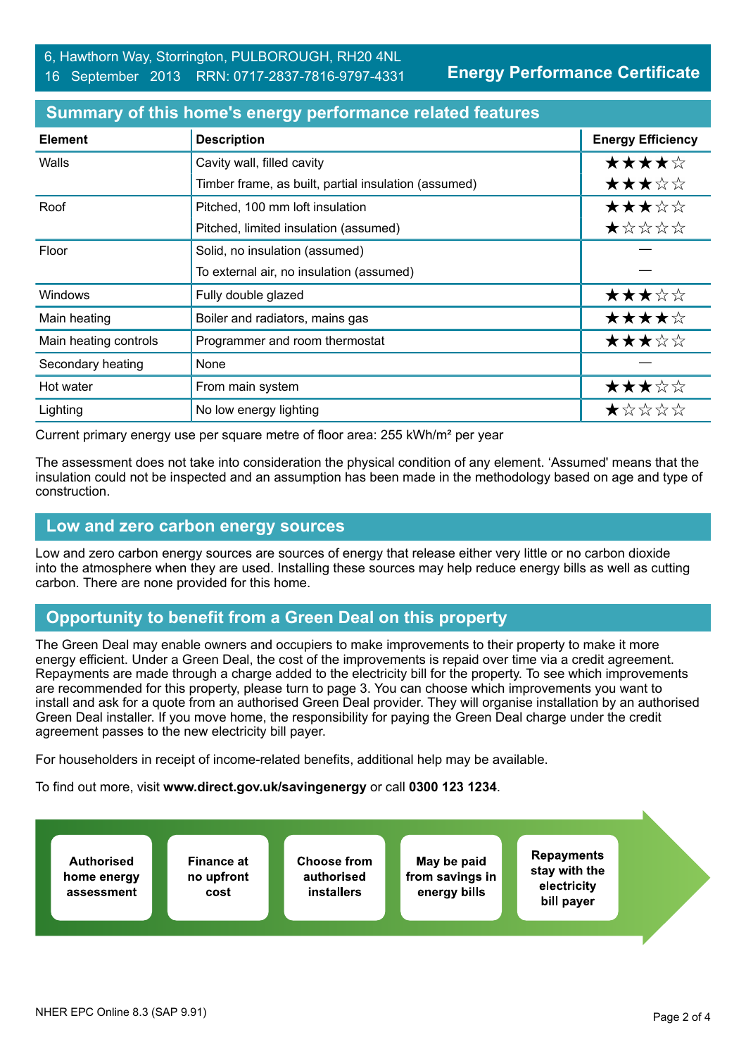6, Hawthorn Way, Storrington, PULBOROUGH, RH20 4NL
16 September 2013 RRN: 0717-2837-7816-9797-4331

**Energy Performance Certificate**

## Summary of this home's energy performance related features

| Element | Description | Energy Efficiency |
|---|---|---|
| Walls | Cavity wall, filled cavity | ★★★★☆ |
| | Timber frame, as built, partial insulation (assumed) | ★★★☆☆ |
| Roof | Pitched, 100 mm loft insulation | ★★★☆☆ |
| | Pitched, limited insulation (assumed) | ★☆☆☆☆ |
| Floor | Solid, no insulation (assumed) | — |
| | To external air, no insulation (assumed) | — |
| Windows | Fully double glazed | ★★★☆☆ |
| Main heating | Boiler and radiators, mains gas | ★★★★☆ |
| Main heating controls | Programmer and room thermostat | ★★★☆☆ |
| Secondary heating | None | — |
| Hot water | From main system | ★★★☆☆ |
| Lighting | No low energy lighting | ★☆☆☆☆ |

Current primary energy use per square metre of floor area: 255 kWh/m² per year

The assessment does not take into consideration the physical condition of any element. 'Assumed' means that the insulation could not be inspected and an assumption has been made in the methodology based on age and type of construction.

## Low and zero carbon energy sources

Low and zero carbon energy sources are sources of energy that release either very little or no carbon dioxide into the atmosphere when they are used. Installing these sources may help reduce energy bills as well as cutting carbon. There are none provided for this home.

## Opportunity to benefit from a Green Deal on this property

The Green Deal may enable owners and occupiers to make improvements to their property to make it more energy efficient. Under a Green Deal, the cost of the improvements is repaid over time via a credit agreement. Repayments are made through a charge added to the electricity bill for the property. To see which improvements are recommended for this property, please turn to page 3. You can choose which improvements you want to install and ask for a quote from an authorised Green Deal provider. They will organise installation by an authorised Green Deal installer. If you move home, the responsibility for paying the Green Deal charge under the credit agreement passes to the new electricity bill payer.

For householders in receipt of income-related benefits, additional help may be available.

To find out more, visit **www.direct.gov.uk/savingenergy** or call **0300 123 1234**.

- **Authorised home energy assessment**
- **Finance at no upfront cost**
- **Choose from authorised installers**
- **May be paid from savings in energy bills**
- **Repayments stay with the electricity bill payer**

NHER EPC Online 8.3 (SAP 9.91)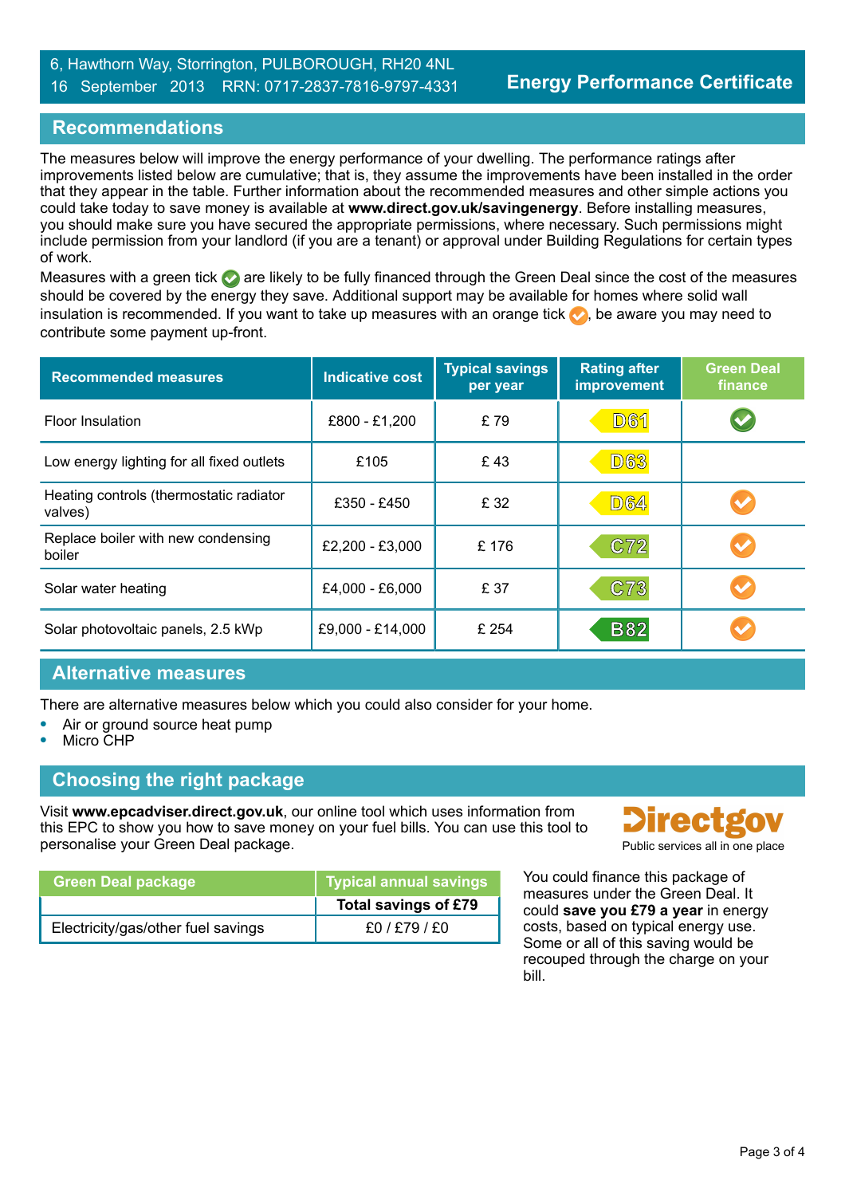6, Hawthorn Way, Storrington, PULBOROUGH, RH20 4NL
16 September 2013 RRN: 0717-2837-7816-9797-4331

**Energy Performance Certificate**

## Recommendations

The measures below will improve the energy performance of your dwelling. The performance ratings after improvements listed below are cumulative; that is, they assume the improvements have been installed in the order that they appear in the table. Further information about the recommended measures and other simple actions you could take today to save money is available at **www.direct.gov.uk/savingenergy**. Before installing measures, you should make sure you have secured the appropriate permissions, where necessary. Such permissions might include permission from your landlord (if you are a tenant) or approval under Building Regulations for certain types of work.

Measures with a green tick ✔ are likely to be fully financed through the Green Deal since the cost of the measures should be covered by the energy they save. Additional support may be available for homes where solid wall insulation is recommended. If you want to take up measures with an orange tick ✔, be aware you may need to contribute some payment up-front.

| Recommended measures | Indicative cost | Typical savings per year | Rating after improvement | Green Deal finance |
|---|---|---|---|---|
| Floor Insulation | £800 - £1,200 | £ 79 | D61 | ✔ (green) |
| Low energy lighting for all fixed outlets | £105 | £ 43 | D63 | |
| Heating controls (thermostatic radiator valves) | £350 - £450 | £ 32 | D64 | ✔ (orange) |
| Replace boiler with new condensing boiler | £2,200 - £3,000 | £ 176 | C72 | ✔ (orange) |
| Solar water heating | £4,000 - £6,000 | £ 37 | C73 | ✔ (orange) |
| Solar photovoltaic panels, 2.5 kWp | £9,000 - £14,000 | £ 254 | B82 | ✔ (orange) |

## Alternative measures

There are alternative measures below which you could also consider for your home.

- Air or ground source heat pump
- Micro CHP

## Choosing the right package

Visit **www.epcadviser.direct.gov.uk**, our online tool which uses information from this EPC to show you how to save money on your fuel bills. You can use this tool to personalise your Green Deal package.

Directgov
Public services all in one place

| Green Deal package | Typical annual savings |
|---|---|
| | **Total savings of £79** |
| Electricity/gas/other fuel savings | £0 / £79 / £0 |

You could finance this package of measures under the Green Deal. It could **save you £79 a year** in energy costs, based on typical energy use. Some or all of this saving would be recouped through the charge on your bill.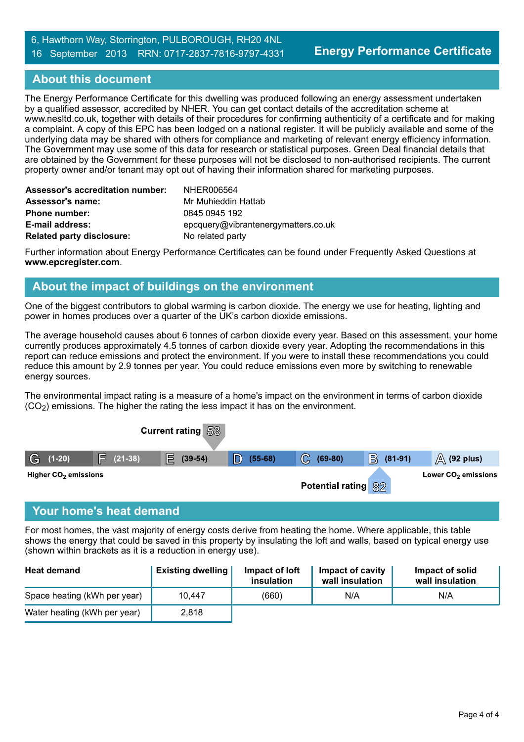6, Hawthorn Way, Storrington, PULBOROUGH, RH20 4NL
16 September 2013 RRN: 0717-2837-7816-9797-4331

**Energy Performance Certificate**

## About this document

The Energy Performance Certificate for this dwelling was produced following an energy assessment undertaken by a qualified assessor, accredited by NHER. You can get contact details of the accreditation scheme at www.nesltd.co.uk, together with details of their procedures for confirming authenticity of a certificate and for making a complaint. A copy of this EPC has been lodged on a national register. It will be publicly available and some of the underlying data may be shared with others for compliance and marketing of relevant energy efficiency information. The Government may use some of this data for research or statistical purposes. Green Deal financial details that are obtained by the Government for these purposes will not be disclosed to non-authorised recipients. The current property owner and/or tenant may opt out of having their information shared for marketing purposes.

| | |
|---|---|
| **Assessor's accreditation number:** | NHER006564 |
| **Assessor's name:** | Mr Muhieddin Hattab |
| **Phone number:** | 0845 0945 192 |
| **E-mail address:** | epcquery@vibrantenergymatters.co.uk |
| **Related party disclosure:** | No related party |

Further information about Energy Performance Certificates can be found under Frequently Asked Questions at **www.epcregister.com**.

## About the impact of buildings on the environment

One of the biggest contributors to global warming is carbon dioxide. The energy we use for heating, lighting and power in homes produces over a quarter of the UK's carbon dioxide emissions.

The average household causes about 6 tonnes of carbon dioxide every year. Based on this assessment, your home currently produces approximately 4.5 tonnes of carbon dioxide every year. Adopting the recommendations in this report can reduce emissions and protect the environment. If you were to install these recommendations you could reduce this amount by 2.9 tonnes per year. You could reduce emissions even more by switching to renewable energy sources.

The environmental impact rating is a measure of a home's impact on the environment in terms of carbon dioxide ($CO_2$) emissions. The higher the rating the less impact it has on the environment.

Current rating 53

G (1-20) F (21-38) E (39-54) D (55-68) C (69-80) B (81-91) A (92 plus)

Higher $CO_2$ emissions

Lower $CO_2$ emissions

Potential rating 82

## Your home's heat demand

For most homes, the vast majority of energy costs derive from heating the home. Where applicable, this table shows the energy that could be saved in this property by insulating the loft and walls, based on typical energy use (shown within brackets as it is a reduction in energy use).

| Heat demand | Existing dwelling | Impact of loft insulation | Impact of cavity wall insulation | Impact of solid wall insulation |
|---|---|---|---|---|
| Space heating (kWh per year) | 10,447 | (660) | N/A | N/A |
| Water heating (kWh per year) | 2,818 | | | |